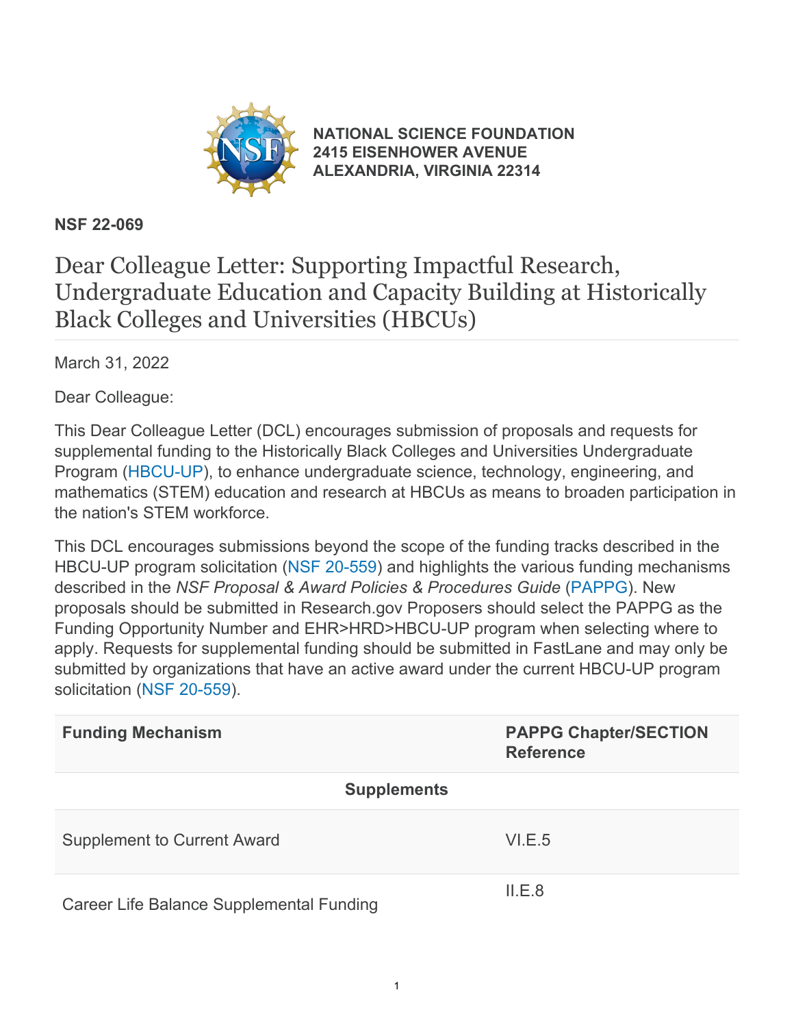**NATIONAL SCIENCE FOUNDATION**
**2415 EISENHOWER AVENUE**
**ALEXANDRIA, VIRGINIA 22314**

**NSF 22-069**

# Dear Colleague Letter: Supporting Impactful Research, Undergraduate Education and Capacity Building at Historically Black Colleges and Universities (HBCUs)

March 31, 2022

Dear Colleague:

This Dear Colleague Letter (DCL) encourages submission of proposals and requests for supplemental funding to the Historically Black Colleges and Universities Undergraduate Program (HBCU-UP), to enhance undergraduate science, technology, engineering, and mathematics (STEM) education and research at HBCUs as means to broaden participation in the nation's STEM workforce.

This DCL encourages submissions beyond the scope of the funding tracks described in the HBCU-UP program solicitation (NSF 20-559) and highlights the various funding mechanisms described in the *NSF Proposal & Award Policies & Procedures Guide* (PAPPG). New proposals should be submitted in Research.gov Proposers should select the PAPPG as the Funding Opportunity Number and EHR>HRD>HBCU-UP program when selecting where to apply. Requests for supplemental funding should be submitted in FastLane and may only be submitted by organizations that have an active award under the current HBCU-UP program solicitation (NSF 20-559).

| Funding Mechanism | PAPPG Chapter/SECTION Reference |
|---|---|
| **Supplements** | |
| Supplement to Current Award | VI.E.5 |
| Career Life Balance Supplemental Funding | II.E.8 |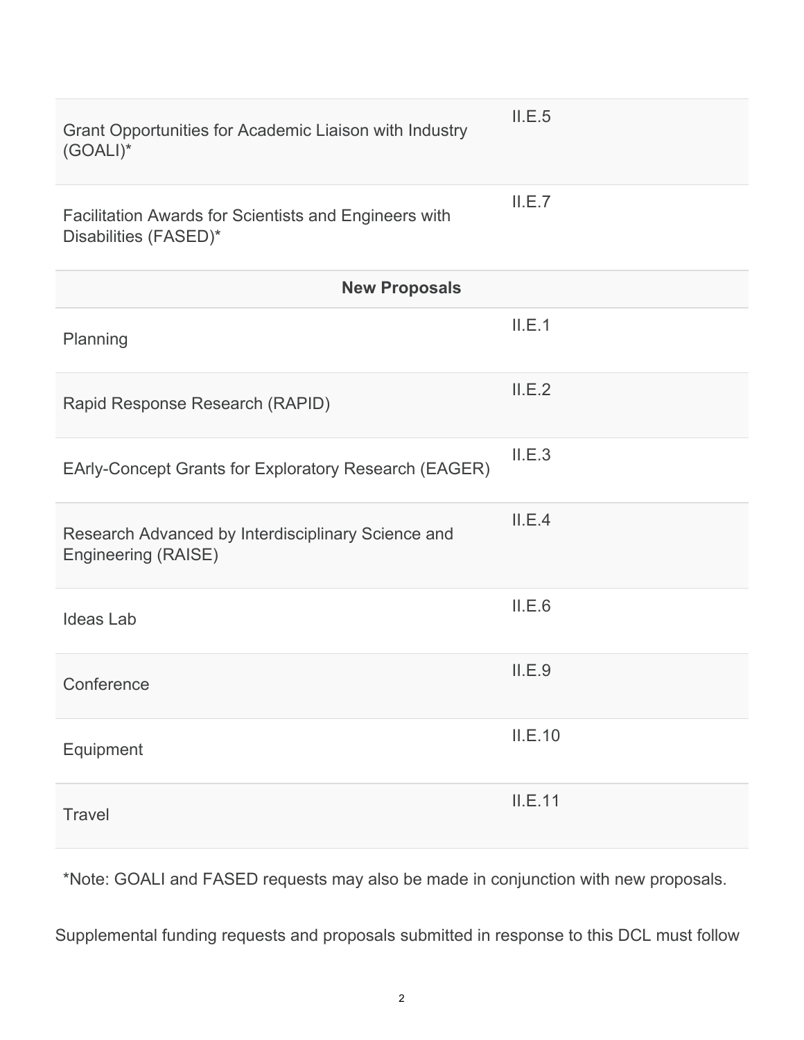| | |
|---|---|
| Grant Opportunities for Academic Liaison with Industry (GOALI)* | II.E.5 |
| Facilitation Awards for Scientists and Engineers with Disabilities (FASED)* | II.E.7 |
| **New Proposals** | |
| Planning | II.E.1 |
| Rapid Response Research (RAPID) | II.E.2 |
| EArly-Concept Grants for Exploratory Research (EAGER) | II.E.3 |
| Research Advanced by Interdisciplinary Science and Engineering (RAISE) | II.E.4 |
| Ideas Lab | II.E.6 |
| Conference | II.E.9 |
| Equipment | II.E.10 |
| Travel | II.E.11 |

*Note: GOALI and FASED requests may also be made in conjunction with new proposals.

Supplemental funding requests and proposals submitted in response to this DCL must follow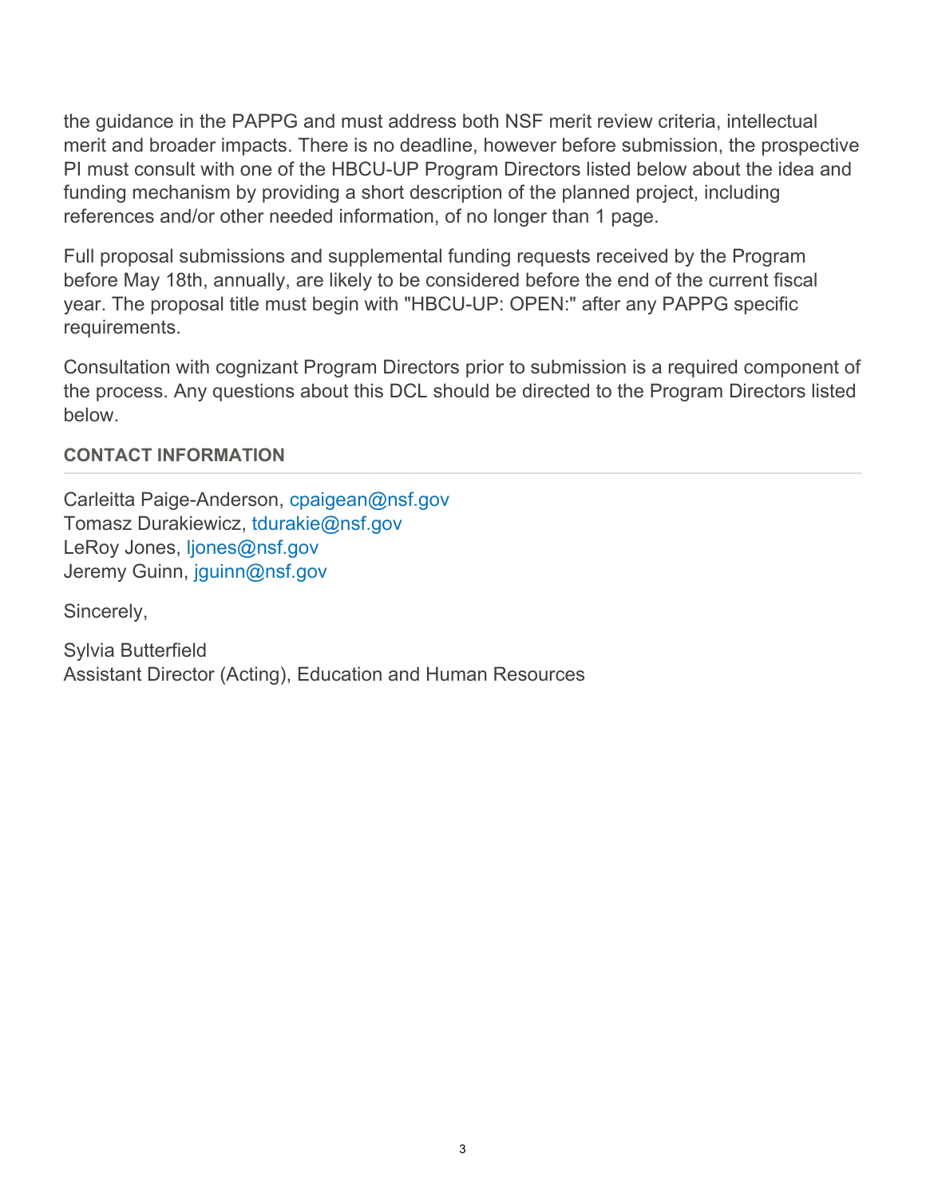the guidance in the PAPPG and must address both NSF merit review criteria, intellectual merit and broader impacts. There is no deadline, however before submission, the prospective PI must consult with one of the HBCU-UP Program Directors listed below about the idea and funding mechanism by providing a short description of the planned project, including references and/or other needed information, of no longer than 1 page.

Full proposal submissions and supplemental funding requests received by the Program before May 18th, annually, are likely to be considered before the end of the current fiscal year. The proposal title must begin with "HBCU-UP: OPEN:" after any PAPPG specific requirements.

Consultation with cognizant Program Directors prior to submission is a required component of the process. Any questions about this DCL should be directed to the Program Directors listed below.

## CONTACT INFORMATION

Carleitta Paige-Anderson, cpaigean@nsf.gov
Tomasz Durakiewicz, tdurakie@nsf.gov
LeRoy Jones, ljones@nsf.gov
Jeremy Guinn, jguinn@nsf.gov

Sincerely,

Sylvia Butterfield
Assistant Director (Acting), Education and Human Resources